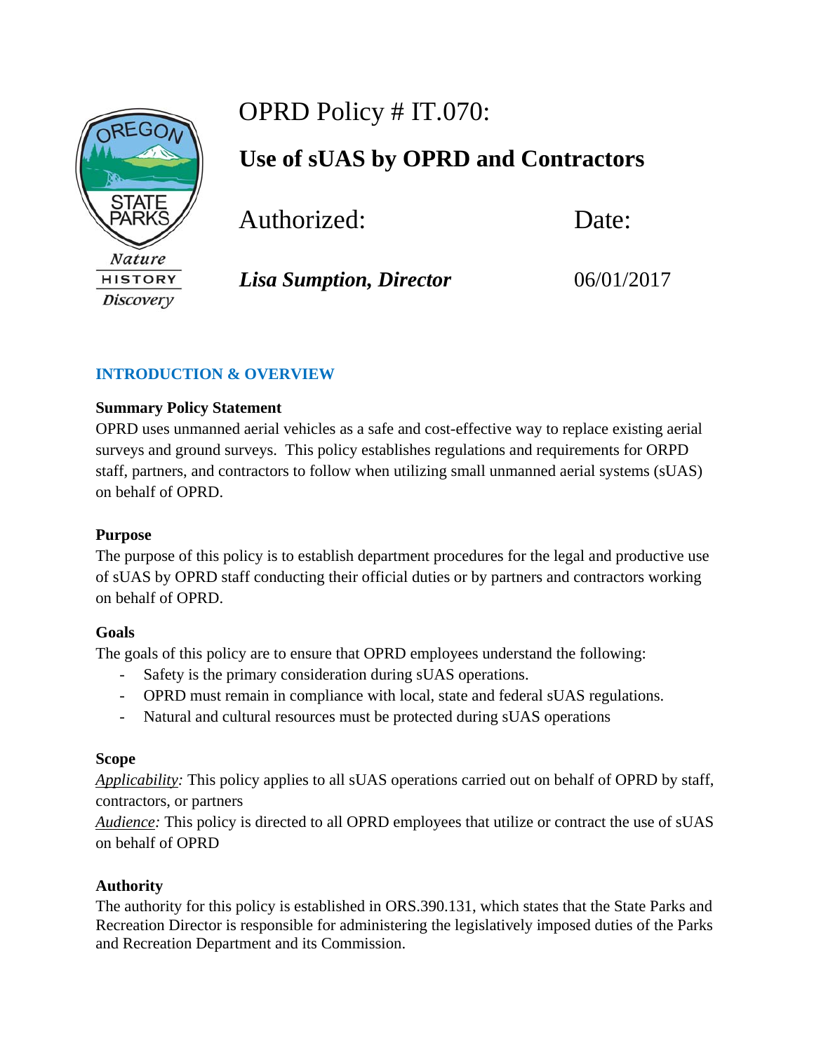# OPRD Policy # IT.070:

## Use of sUAS by OPRD and Contractors

| Authorized: | Date: |
| --- | --- |
| ***Lisa Sumption, Director*** | 06/01/2017 |

## INTRODUCTION & OVERVIEW

**Summary Policy Statement**

OPRD uses unmanned aerial vehicles as a safe and cost-effective way to replace existing aerial surveys and ground surveys. This policy establishes regulations and requirements for ORPD staff, partners, and contractors to follow when utilizing small unmanned aerial systems (sUAS) on behalf of OPRD.

**Purpose**

The purpose of this policy is to establish department procedures for the legal and productive use of sUAS by OPRD staff conducting their official duties or by partners and contractors working on behalf of OPRD.

**Goals**

The goals of this policy are to ensure that OPRD employees understand the following:

- Safety is the primary consideration during sUAS operations.
- OPRD must remain in compliance with local, state and federal sUAS regulations.
- Natural and cultural resources must be protected during sUAS operations

**Scope**

*Applicability:* This policy applies to all sUAS operations carried out on behalf of OPRD by staff, contractors, or partners

*Audience:* This policy is directed to all OPRD employees that utilize or contract the use of sUAS on behalf of OPRD

**Authority**

The authority for this policy is established in ORS.390.131, which states that the State Parks and Recreation Director is responsible for administering the legislatively imposed duties of the Parks and Recreation Department and its Commission.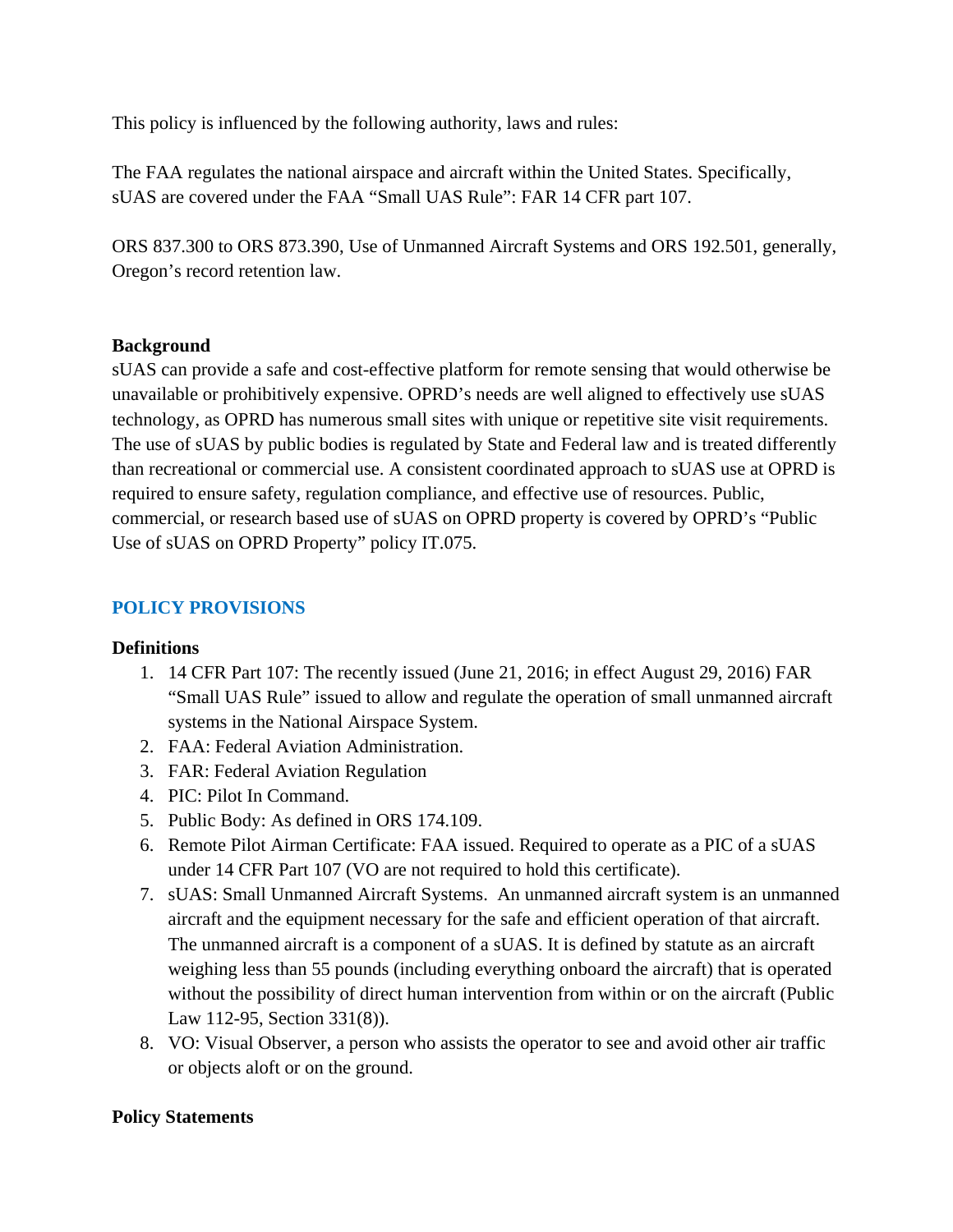This policy is influenced by the following authority, laws and rules:

The FAA regulates the national airspace and aircraft within the United States. Specifically, sUAS are covered under the FAA "Small UAS Rule": FAR 14 CFR part 107.

ORS 837.300 to ORS 873.390, Use of Unmanned Aircraft Systems and ORS 192.501, generally, Oregon's record retention law.

**Background**

sUAS can provide a safe and cost-effective platform for remote sensing that would otherwise be unavailable or prohibitively expensive. OPRD's needs are well aligned to effectively use sUAS technology, as OPRD has numerous small sites with unique or repetitive site visit requirements. The use of sUAS by public bodies is regulated by State and Federal law and is treated differently than recreational or commercial use. A consistent coordinated approach to sUAS use at OPRD is required to ensure safety, regulation compliance, and effective use of resources. Public, commercial, or research based use of sUAS on OPRD property is covered by OPRD's "Public Use of sUAS on OPRD Property" policy IT.075.

## POLICY PROVISIONS

**Definitions**

1. 14 CFR Part 107: The recently issued (June 21, 2016; in effect August 29, 2016) FAR "Small UAS Rule" issued to allow and regulate the operation of small unmanned aircraft systems in the National Airspace System.
2. FAA: Federal Aviation Administration.
3. FAR: Federal Aviation Regulation
4. PIC: Pilot In Command.
5. Public Body: As defined in ORS 174.109.
6. Remote Pilot Airman Certificate: FAA issued. Required to operate as a PIC of a sUAS under 14 CFR Part 107 (VO are not required to hold this certificate).
7. sUAS: Small Unmanned Aircraft Systems. An unmanned aircraft system is an unmanned aircraft and the equipment necessary for the safe and efficient operation of that aircraft. The unmanned aircraft is a component of a sUAS. It is defined by statute as an aircraft weighing less than 55 pounds (including everything onboard the aircraft) that is operated without the possibility of direct human intervention from within or on the aircraft (Public Law 112-95, Section 331(8)).
8. VO: Visual Observer, a person who assists the operator to see and avoid other air traffic or objects aloft or on the ground.

**Policy Statements**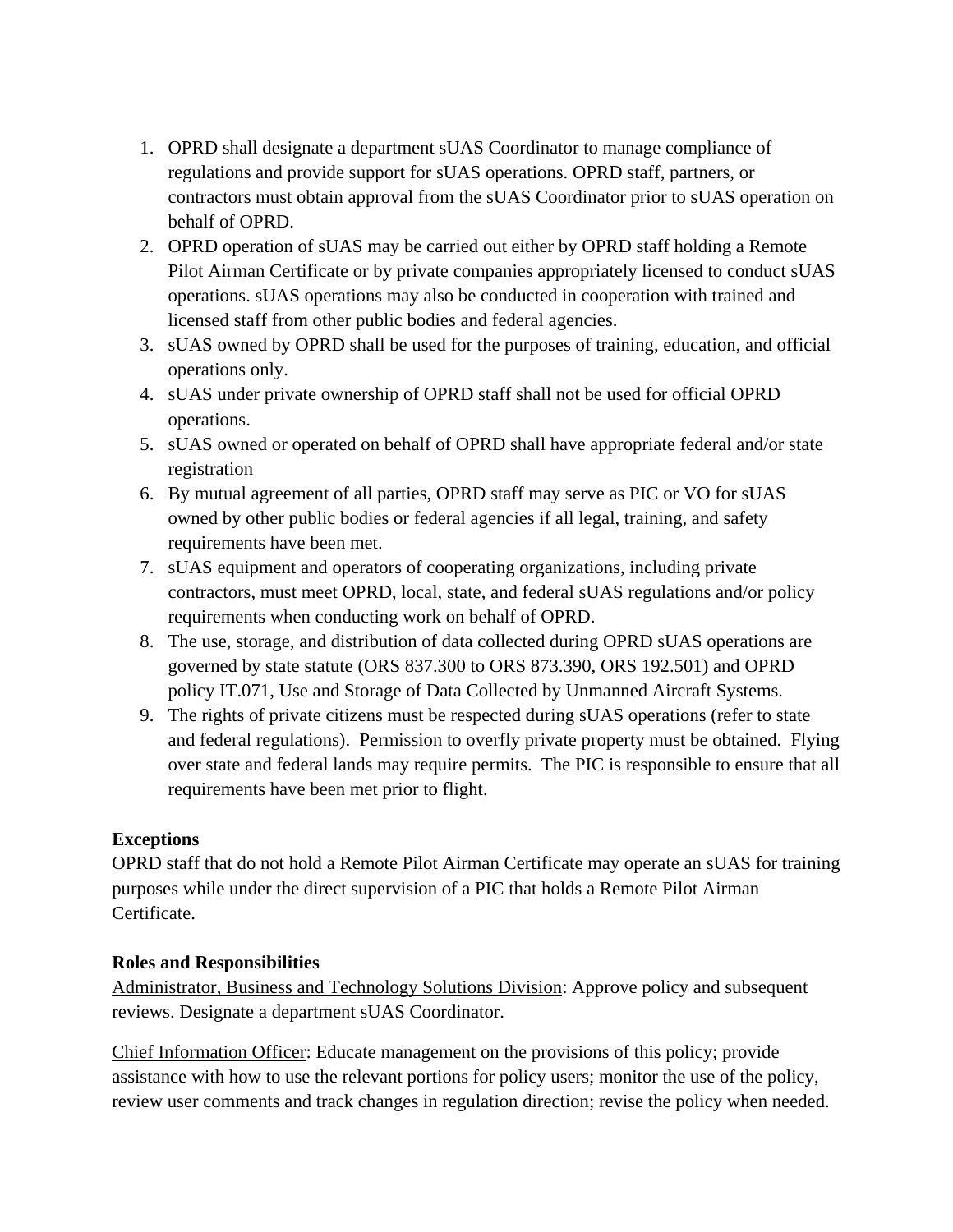1. OPRD shall designate a department sUAS Coordinator to manage compliance of regulations and provide support for sUAS operations. OPRD staff, partners, or contractors must obtain approval from the sUAS Coordinator prior to sUAS operation on behalf of OPRD.
2. OPRD operation of sUAS may be carried out either by OPRD staff holding a Remote Pilot Airman Certificate or by private companies appropriately licensed to conduct sUAS operations. sUAS operations may also be conducted in cooperation with trained and licensed staff from other public bodies and federal agencies.
3. sUAS owned by OPRD shall be used for the purposes of training, education, and official operations only.
4. sUAS under private ownership of OPRD staff shall not be used for official OPRD operations.
5. sUAS owned or operated on behalf of OPRD shall have appropriate federal and/or state registration
6. By mutual agreement of all parties, OPRD staff may serve as PIC or VO for sUAS owned by other public bodies or federal agencies if all legal, training, and safety requirements have been met.
7. sUAS equipment and operators of cooperating organizations, including private contractors, must meet OPRD, local, state, and federal sUAS regulations and/or policy requirements when conducting work on behalf of OPRD.
8. The use, storage, and distribution of data collected during OPRD sUAS operations are governed by state statute (ORS 837.300 to ORS 873.390, ORS 192.501) and OPRD policy IT.071, Use and Storage of Data Collected by Unmanned Aircraft Systems.
9. The rights of private citizens must be respected during sUAS operations (refer to state and federal regulations). Permission to overfly private property must be obtained. Flying over state and federal lands may require permits. The PIC is responsible to ensure that all requirements have been met prior to flight.

**Exceptions**

OPRD staff that do not hold a Remote Pilot Airman Certificate may operate an sUAS for training purposes while under the direct supervision of a PIC that holds a Remote Pilot Airman Certificate.

**Roles and Responsibilities**

Administrator, Business and Technology Solutions Division: Approve policy and subsequent reviews. Designate a department sUAS Coordinator.

Chief Information Officer: Educate management on the provisions of this policy; provide assistance with how to use the relevant portions for policy users; monitor the use of the policy, review user comments and track changes in regulation direction; revise the policy when needed.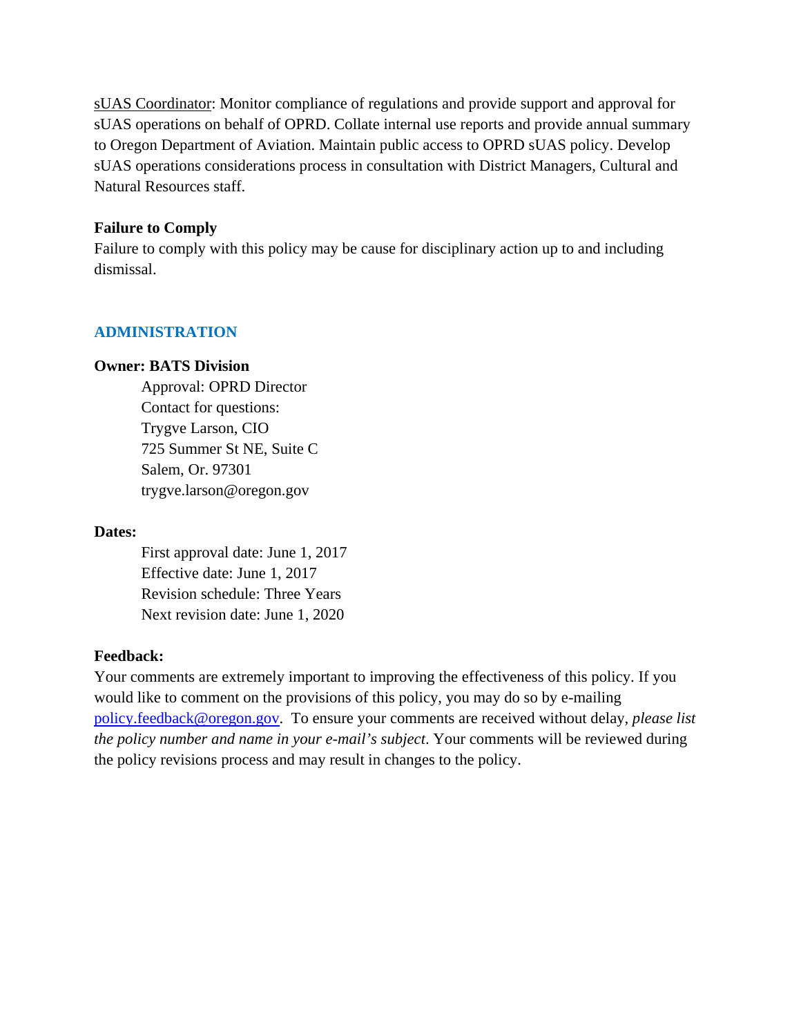<u>sUAS Coordinator</u>: Monitor compliance of regulations and provide support and approval for sUAS operations on behalf of OPRD. Collate internal use reports and provide annual summary to Oregon Department of Aviation. Maintain public access to OPRD sUAS policy. Develop sUAS operations considerations process in consultation with District Managers, Cultural and Natural Resources staff.

**Failure to Comply**

Failure to comply with this policy may be cause for disciplinary action up to and including dismissal.

## ADMINISTRATION

**Owner: BATS Division**

Approval: OPRD Director
Contact for questions:
Trygve Larson, CIO
725 Summer St NE, Suite C
Salem, Or. 97301
trygve.larson@oregon.gov

**Dates:**

First approval date: June 1, 2017
Effective date: June 1, 2017
Revision schedule: Three Years
Next revision date: June 1, 2020

**Feedback:**

Your comments are extremely important to improving the effectiveness of this policy. If you would like to comment on the provisions of this policy, you may do so by e-mailing policy.feedback@oregon.gov. To ensure your comments are received without delay, *please list the policy number and name in your e-mail's subject*. Your comments will be reviewed during the policy revisions process and may result in changes to the policy.